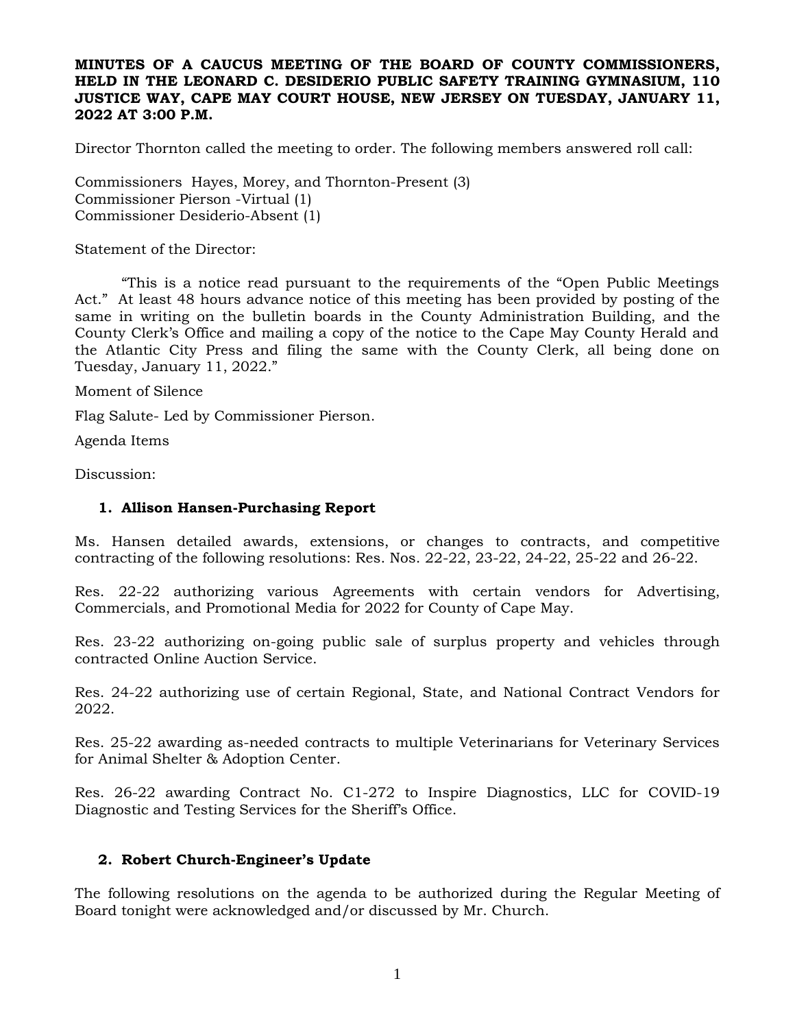**MINUTES OF A CAUCUS MEETING OF THE BOARD OF COUNTY COMMISSIONERS, HELD IN THE LEONARD C. DESIDERIO PUBLIC SAFETY TRAINING GYMNASIUM, 110 JUSTICE WAY, CAPE MAY COURT HOUSE, NEW JERSEY ON TUESDAY, JANUARY 11, 2022 AT 3:00 P.M.**

Director Thornton called the meeting to order. The following members answered roll call:

Commissioners Hayes, Morey, and Thornton-Present (3)
Commissioner Pierson -Virtual (1)
Commissioner Desiderio-Absent (1)

Statement of the Director:

"This is a notice read pursuant to the requirements of the "Open Public Meetings Act." At least 48 hours advance notice of this meeting has been provided by posting of the same in writing on the bulletin boards in the County Administration Building, and the County Clerk's Office and mailing a copy of the notice to the Cape May County Herald and the Atlantic City Press and filing the same with the County Clerk, all being done on Tuesday, January 11, 2022."

Moment of Silence

Flag Salute- Led by Commissioner Pierson.

Agenda Items

Discussion:

1. **Allison Hansen-Purchasing Report**

Ms. Hansen detailed awards, extensions, or changes to contracts, and competitive contracting of the following resolutions: Res. Nos. 22-22, 23-22, 24-22, 25-22 and 26-22.

Res. 22-22 authorizing various Agreements with certain vendors for Advertising, Commercials, and Promotional Media for 2022 for County of Cape May.

Res. 23-22 authorizing on-going public sale of surplus property and vehicles through contracted Online Auction Service.

Res. 24-22 authorizing use of certain Regional, State, and National Contract Vendors for 2022.

Res. 25-22 awarding as-needed contracts to multiple Veterinarians for Veterinary Services for Animal Shelter & Adoption Center.

Res. 26-22 awarding Contract No. C1-272 to Inspire Diagnostics, LLC for COVID-19 Diagnostic and Testing Services for the Sheriff's Office.

2. **Robert Church-Engineer's Update**

The following resolutions on the agenda to be authorized during the Regular Meeting of Board tonight were acknowledged and/or discussed by Mr. Church.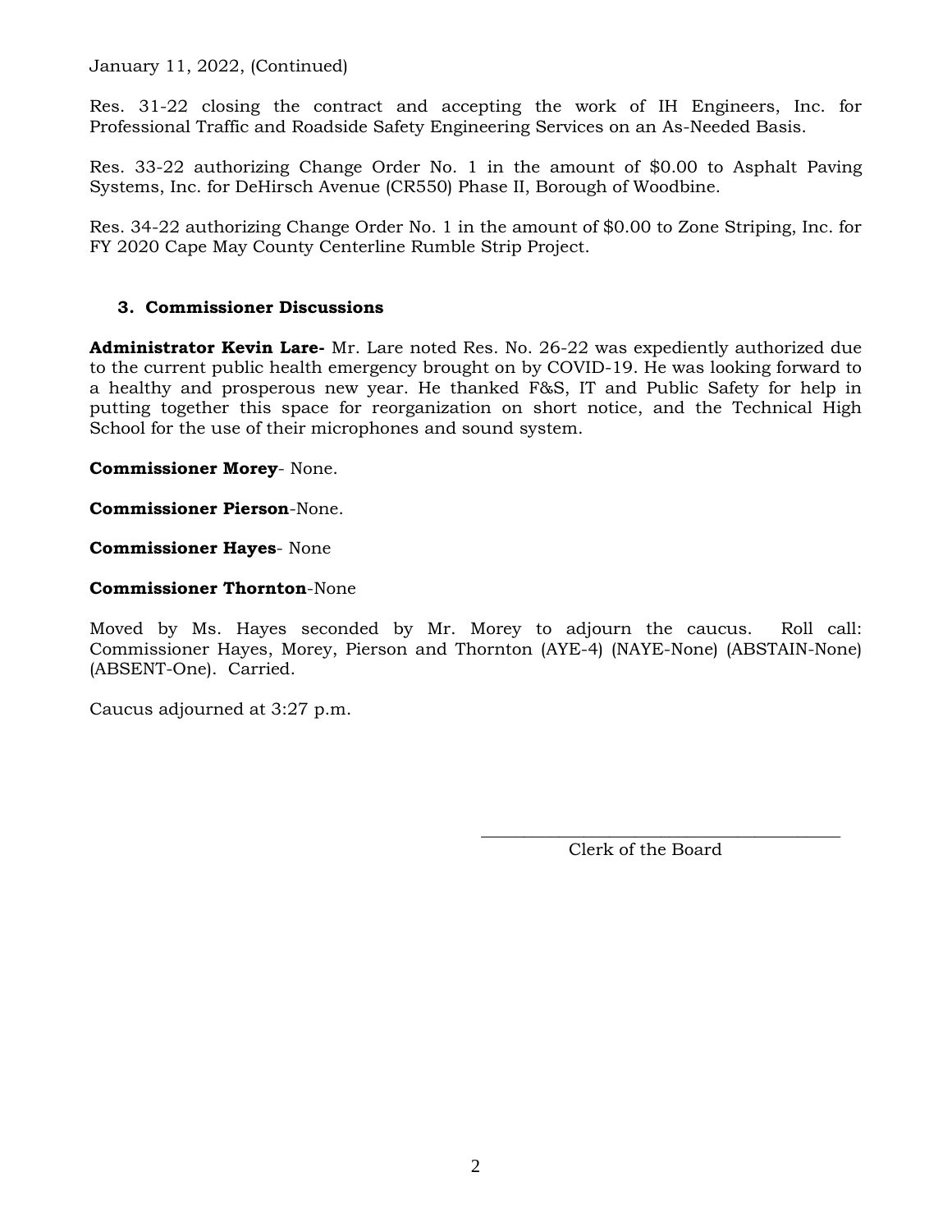January 11, 2022, (Continued)

Res. 31-22 closing the contract and accepting the work of IH Engineers, Inc. for Professional Traffic and Roadside Safety Engineering Services on an As-Needed Basis.

Res. 33-22 authorizing Change Order No. 1 in the amount of $0.00 to Asphalt Paving Systems, Inc. for DeHirsch Avenue (CR550) Phase II, Borough of Woodbine.

Res. 34-22 authorizing Change Order No. 1 in the amount of $0.00 to Zone Striping, Inc. for FY 2020 Cape May County Centerline Rumble Strip Project.

### 3. Commissioner Discussions

**Administrator Kevin Lare-** Mr. Lare noted Res. No. 26-22 was expediently authorized due to the current public health emergency brought on by COVID-19. He was looking forward to a healthy and prosperous new year. He thanked F&S, IT and Public Safety for help in putting together this space for reorganization on short notice, and the Technical High School for the use of their microphones and sound system.

**Commissioner Morey**- None.

**Commissioner Pierson**-None.

**Commissioner Hayes**- None

**Commissioner Thornton**-None

Moved by Ms. Hayes seconded by Mr. Morey to adjourn the caucus. Roll call: Commissioner Hayes, Morey, Pierson and Thornton (AYE-4) (NAYE-None) (ABSTAIN-None) (ABSENT-One). Carried.

Caucus adjourned at 3:27 p.m.

\_\_\_\_\_\_\_\_\_\_\_\_\_\_\_\_\_\_\_\_\_\_\_\_\_\_\_\_\_\_\_\_\_\_\_\_\_\_\_\_

Clerk of the Board